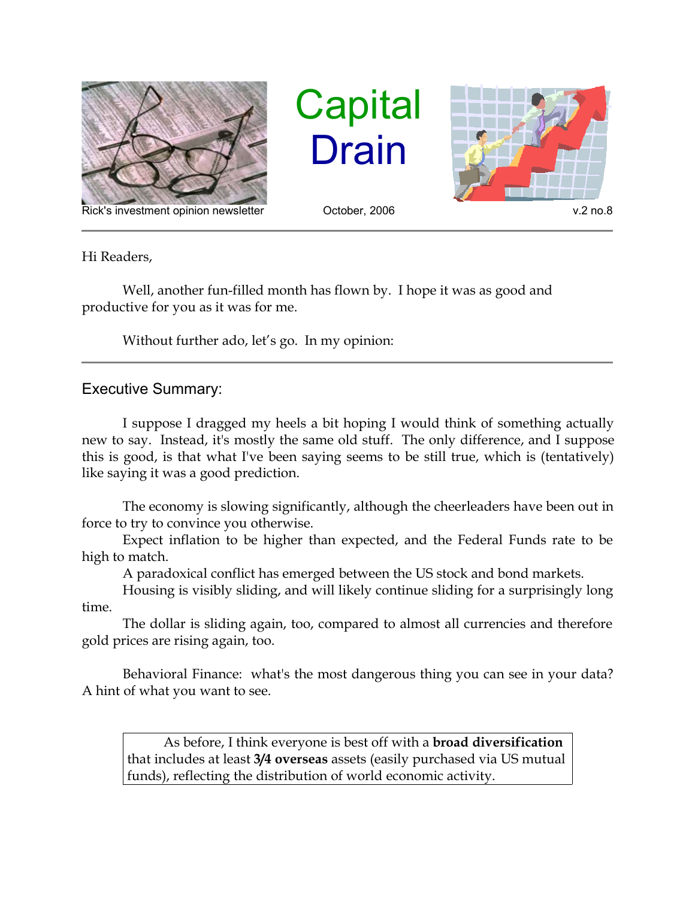# Capital Drain

Rick's investment opinion newsletter — October, 2006 — v.2 no.8

Hi Readers,

Well, another fun-filled month has flown by. I hope it was as good and productive for you as it was for me.

Without further ado, let's go. In my opinion:

---

## Executive Summary:

I suppose I dragged my heels a bit hoping I would think of something actually new to say. Instead, it's mostly the same old stuff. The only difference, and I suppose this is good, is that what I've been saying seems to be still true, which is (tentatively) like saying it was a good prediction.

The economy is slowing significantly, although the cheerleaders have been out in force to try to convince you otherwise.

Expect inflation to be higher than expected, and the Federal Funds rate to be high to match.

A paradoxical conflict has emerged between the US stock and bond markets.

Housing is visibly sliding, and will likely continue sliding for a surprisingly long time.

The dollar is sliding again, too, compared to almost all currencies and therefore gold prices are rising again, too.

Behavioral Finance: what's the most dangerous thing you can see in your data? A hint of what you want to see.

> As before, I think everyone is best off with a **broad diversification** that includes at least **3/4 overseas** assets (easily purchased via US mutual funds), reflecting the distribution of world economic activity.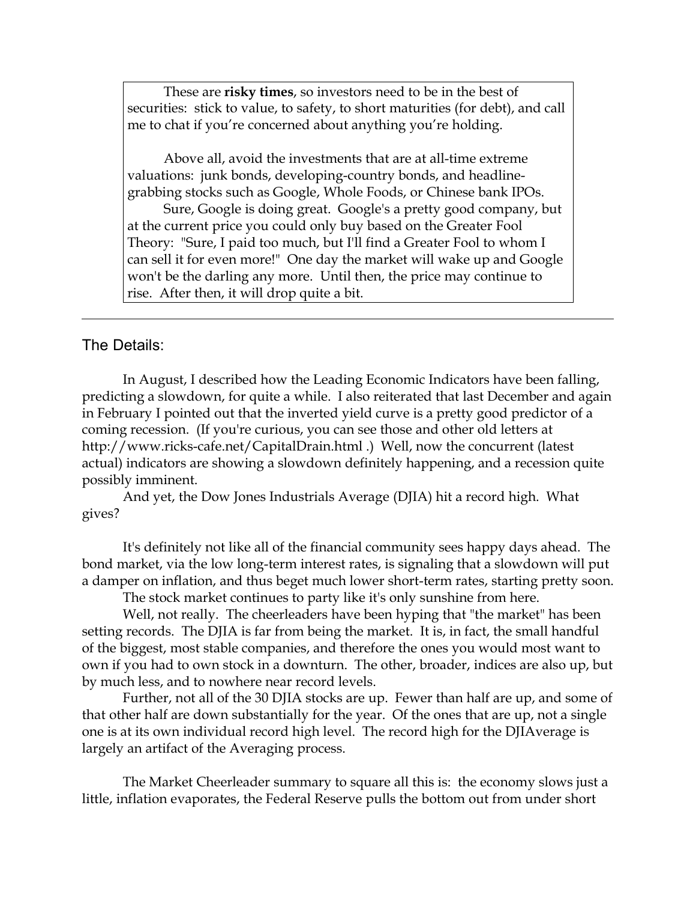These are **risky times**, so investors need to be in the best of securities: stick to value, to safety, to short maturities (for debt), and call me to chat if you're concerned about anything you're holding.

Above all, avoid the investments that are at all-time extreme valuations: junk bonds, developing-country bonds, and headline-grabbing stocks such as Google, Whole Foods, or Chinese bank IPOs.

Sure, Google is doing great. Google's a pretty good company, but at the current price you could only buy based on the Greater Fool Theory: "Sure, I paid too much, but I'll find a Greater Fool to whom I can sell it for even more!" One day the market will wake up and Google won't be the darling any more. Until then, the price may continue to rise. After then, it will drop quite a bit.

---

## The Details:

In August, I described how the Leading Economic Indicators have been falling, predicting a slowdown, for quite a while. I also reiterated that last December and again in February I pointed out that the inverted yield curve is a pretty good predictor of a coming recession. (If you're curious, you can see those and other old letters at http://www.ricks-cafe.net/CapitalDrain.html .) Well, now the concurrent (latest actual) indicators are showing a slowdown definitely happening, and a recession quite possibly imminent.

And yet, the Dow Jones Industrials Average (DJIA) hit a record high. What gives?

It's definitely not like all of the financial community sees happy days ahead. The bond market, via the low long-term interest rates, is signaling that a slowdown will put a damper on inflation, and thus beget much lower short-term rates, starting pretty soon.

The stock market continues to party like it's only sunshine from here.

Well, not really. The cheerleaders have been hyping that "the market" has been setting records. The DJIA is far from being the market. It is, in fact, the small handful of the biggest, most stable companies, and therefore the ones you would most want to own if you had to own stock in a downturn. The other, broader, indices are also up, but by much less, and to nowhere near record levels.

Further, not all of the 30 DJIA stocks are up. Fewer than half are up, and some of that other half are down substantially for the year. Of the ones that are up, not a single one is at its own individual record high level. The record high for the DJIAverage is largely an artifact of the Averaging process.

The Market Cheerleader summary to square all this is: the economy slows just a little, inflation evaporates, the Federal Reserve pulls the bottom out from under short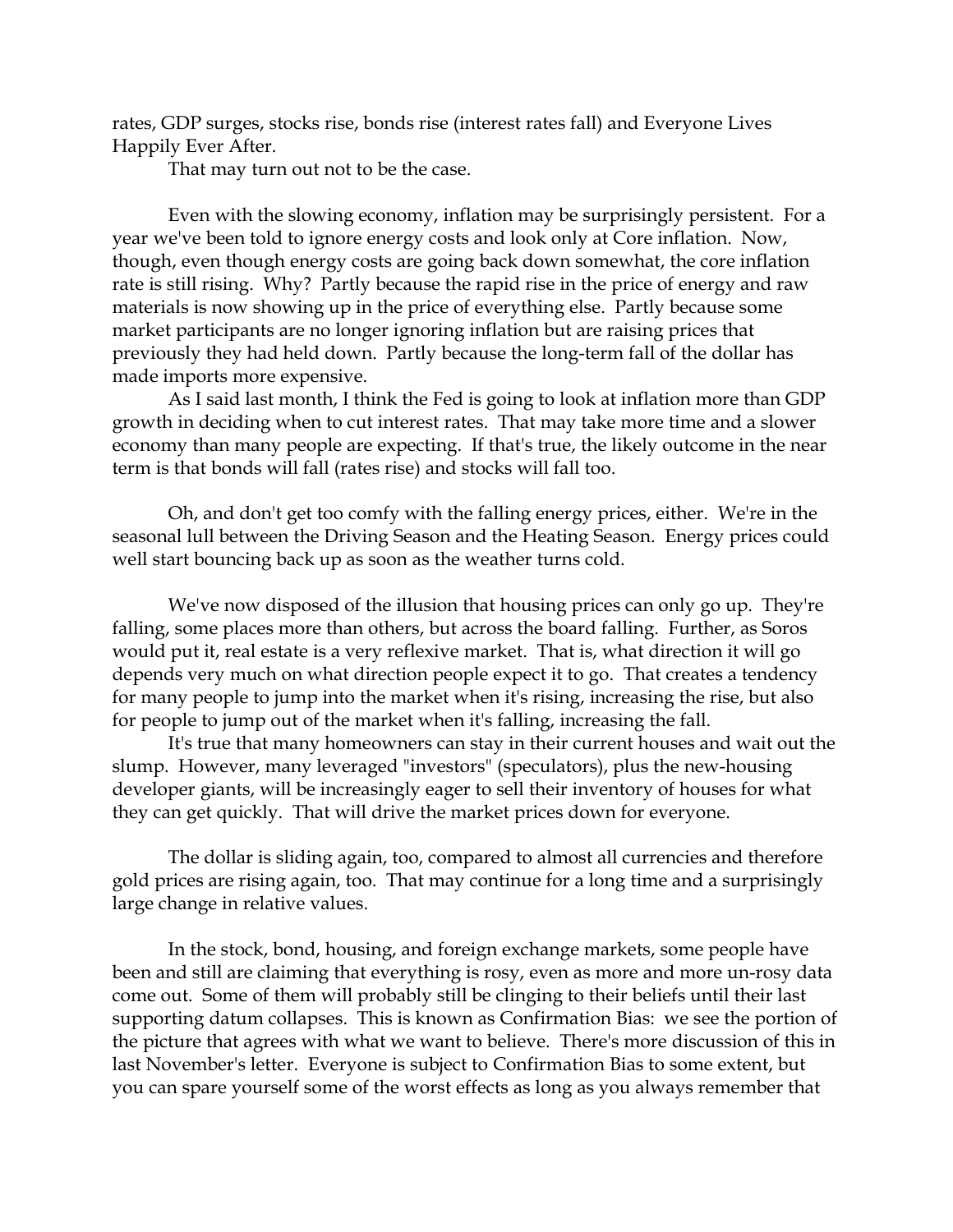rates, GDP surges, stocks rise, bonds rise (interest rates fall) and Everyone Lives Happily Ever After.

That may turn out not to be the case.

Even with the slowing economy, inflation may be surprisingly persistent. For a year we've been told to ignore energy costs and look only at Core inflation. Now, though, even though energy costs are going back down somewhat, the core inflation rate is still rising. Why? Partly because the rapid rise in the price of energy and raw materials is now showing up in the price of everything else. Partly because some market participants are no longer ignoring inflation but are raising prices that previously they had held down. Partly because the long-term fall of the dollar has made imports more expensive.

As I said last month, I think the Fed is going to look at inflation more than GDP growth in deciding when to cut interest rates. That may take more time and a slower economy than many people are expecting. If that's true, the likely outcome in the near term is that bonds will fall (rates rise) and stocks will fall too.

Oh, and don't get too comfy with the falling energy prices, either. We're in the seasonal lull between the Driving Season and the Heating Season. Energy prices could well start bouncing back up as soon as the weather turns cold.

We've now disposed of the illusion that housing prices can only go up. They're falling, some places more than others, but across the board falling. Further, as Soros would put it, real estate is a very reflexive market. That is, what direction it will go depends very much on what direction people expect it to go. That creates a tendency for many people to jump into the market when it's rising, increasing the rise, but also for people to jump out of the market when it's falling, increasing the fall.

It's true that many homeowners can stay in their current houses and wait out the slump. However, many leveraged "investors" (speculators), plus the new-housing developer giants, will be increasingly eager to sell their inventory of houses for what they can get quickly. That will drive the market prices down for everyone.

The dollar is sliding again, too, compared to almost all currencies and therefore gold prices are rising again, too. That may continue for a long time and a surprisingly large change in relative values.

In the stock, bond, housing, and foreign exchange markets, some people have been and still are claiming that everything is rosy, even as more and more un-rosy data come out. Some of them will probably still be clinging to their beliefs until their last supporting datum collapses. This is known as Confirmation Bias: we see the portion of the picture that agrees with what we want to believe. There's more discussion of this in last November's letter. Everyone is subject to Confirmation Bias to some extent, but you can spare yourself some of the worst effects as long as you always remember that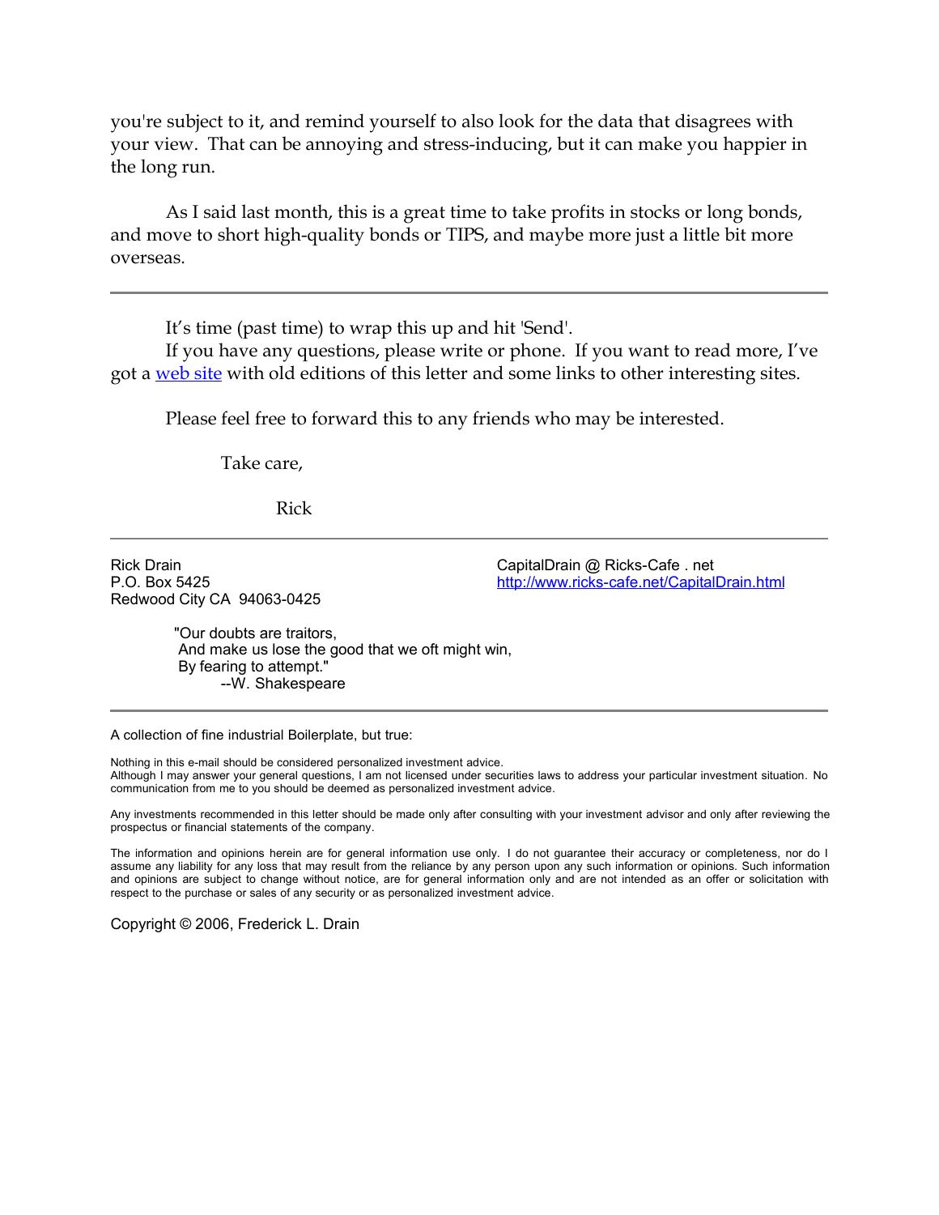you're subject to it, and remind yourself to also look for the data that disagrees with your view. That can be annoying and stress-inducing, but it can make you happier in the long run.

As I said last month, this is a great time to take profits in stocks or long bonds, and move to short high-quality bonds or TIPS, and maybe more just a little bit more overseas.

---

It's time (past time) to wrap this up and hit 'Send'.

If you have any questions, please write or phone. If you want to read more, I've got a [web site](http://www.ricks-cafe.net/CapitalDrain.html) with old editions of this letter and some links to other interesting sites.

Please feel free to forward this to any friends who may be interested.

Take care,

Rick

---

Rick Drain
P.O. Box 5425
Redwood City CA 94063-0425

CapitalDrain @ Ricks-Cafe . net
http://www.ricks-cafe.net/CapitalDrain.html

"Our doubts are traitors,
And make us lose the good that we oft might win,
By fearing to attempt."
--W. Shakespeare

---

A collection of fine industrial Boilerplate, but true:

Nothing in this e-mail should be considered personalized investment advice.
Although I may answer your general questions, I am not licensed under securities laws to address your particular investment situation. No communication from me to you should be deemed as personalized investment advice.

Any investments recommended in this letter should be made only after consulting with your investment advisor and only after reviewing the prospectus or financial statements of the company.

The information and opinions herein are for general information use only. I do not guarantee their accuracy or completeness, nor do I assume any liability for any loss that may result from the reliance by any person upon any such information or opinions. Such information and opinions are subject to change without notice, are for general information only and are not intended as an offer or solicitation with respect to the purchase or sales of any security or as personalized investment advice.

Copyright © 2006, Frederick L. Drain